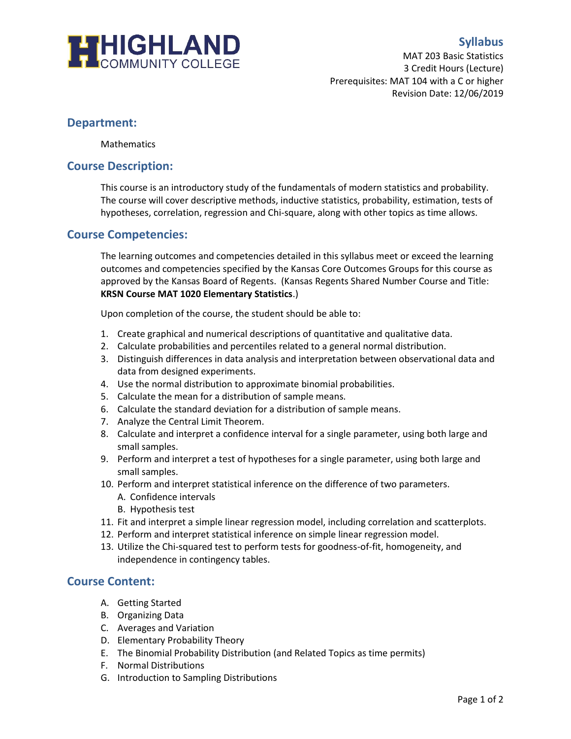HIGHLAND COMMUNITY COLLEGE

# Syllabus

MAT 203 Basic Statistics
3 Credit Hours (Lecture)
Prerequisites: MAT 104 with a C or higher
Revision Date: 12/06/2019

## Department:

Mathematics

## Course Description:

This course is an introductory study of the fundamentals of modern statistics and probability. The course will cover descriptive methods, inductive statistics, probability, estimation, tests of hypotheses, correlation, regression and Chi-square, along with other topics as time allows.

## Course Competencies:

The learning outcomes and competencies detailed in this syllabus meet or exceed the learning outcomes and competencies specified by the Kansas Core Outcomes Groups for this course as approved by the Kansas Board of Regents. (Kansas Regents Shared Number Course and Title: **KRSN Course MAT 1020 Elementary Statistics**.)

Upon completion of the course, the student should be able to:

1. Create graphical and numerical descriptions of quantitative and qualitative data.
2. Calculate probabilities and percentiles related to a general normal distribution.
3. Distinguish differences in data analysis and interpretation between observational data and data from designed experiments.
4. Use the normal distribution to approximate binomial probabilities.
5. Calculate the mean for a distribution of sample means.
6. Calculate the standard deviation for a distribution of sample means.
7. Analyze the Central Limit Theorem.
8. Calculate and interpret a confidence interval for a single parameter, using both large and small samples.
9. Perform and interpret a test of hypotheses for a single parameter, using both large and small samples.
10. Perform and interpret statistical inference on the difference of two parameters.
    A. Confidence intervals
    B. Hypothesis test
11. Fit and interpret a simple linear regression model, including correlation and scatterplots.
12. Perform and interpret statistical inference on simple linear regression model.
13. Utilize the Chi-squared test to perform tests for goodness-of-fit, homogeneity, and independence in contingency tables.

## Course Content:

A. Getting Started
B. Organizing Data
C. Averages and Variation
D. Elementary Probability Theory
E. The Binomial Probability Distribution (and Related Topics as time permits)
F. Normal Distributions
G. Introduction to Sampling Distributions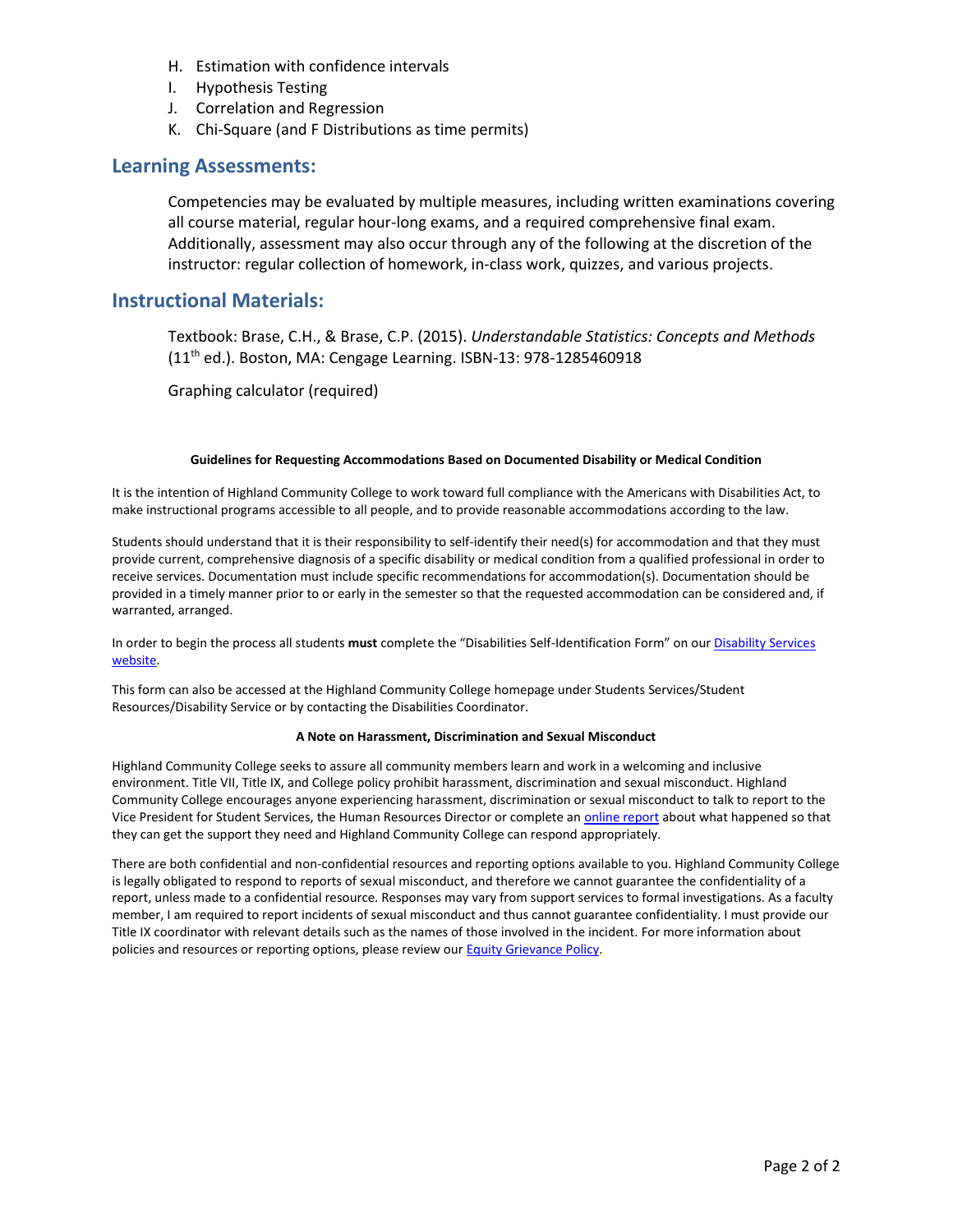H. Estimation with confidence intervals
I. Hypothesis Testing
J. Correlation and Regression
K. Chi-Square (and F Distributions as time permits)

## Learning Assessments:

Competencies may be evaluated by multiple measures, including written examinations covering all course material, regular hour-long exams, and a required comprehensive final exam. Additionally, assessment may also occur through any of the following at the discretion of the instructor: regular collection of homework, in-class work, quizzes, and various projects.

## Instructional Materials:

Textbook: Brase, C.H., & Brase, C.P. (2015). *Understandable Statistics: Concepts and Methods* (11th ed.). Boston, MA: Cengage Learning. ISBN-13: 978-1285460918

Graphing calculator (required)

#### Guidelines for Requesting Accommodations Based on Documented Disability or Medical Condition

It is the intention of Highland Community College to work toward full compliance with the Americans with Disabilities Act, to make instructional programs accessible to all people, and to provide reasonable accommodations according to the law.

Students should understand that it is their responsibility to self-identify their need(s) for accommodation and that they must provide current, comprehensive diagnosis of a specific disability or medical condition from a qualified professional in order to receive services. Documentation must include specific recommendations for accommodation(s). Documentation should be provided in a timely manner prior to or early in the semester so that the requested accommodation can be considered and, if warranted, arranged.

In order to begin the process all students **must** complete the "Disabilities Self-Identification Form" on our Disability Services website.

This form can also be accessed at the Highland Community College homepage under Students Services/Student Resources/Disability Service or by contacting the Disabilities Coordinator.

#### A Note on Harassment, Discrimination and Sexual Misconduct

Highland Community College seeks to assure all community members learn and work in a welcoming and inclusive environment. Title VII, Title IX, and College policy prohibit harassment, discrimination and sexual misconduct. Highland Community College encourages anyone experiencing harassment, discrimination or sexual misconduct to talk to report to the Vice President for Student Services, the Human Resources Director or complete an online report about what happened so that they can get the support they need and Highland Community College can respond appropriately.

There are both confidential and non-confidential resources and reporting options available to you. Highland Community College is legally obligated to respond to reports of sexual misconduct, and therefore we cannot guarantee the confidentiality of a report, unless made to a confidential resource. Responses may vary from support services to formal investigations. As a faculty member, I am required to report incidents of sexual misconduct and thus cannot guarantee confidentiality. I must provide our Title IX coordinator with relevant details such as the names of those involved in the incident. For more information about policies and resources or reporting options, please review our Equity Grievance Policy.